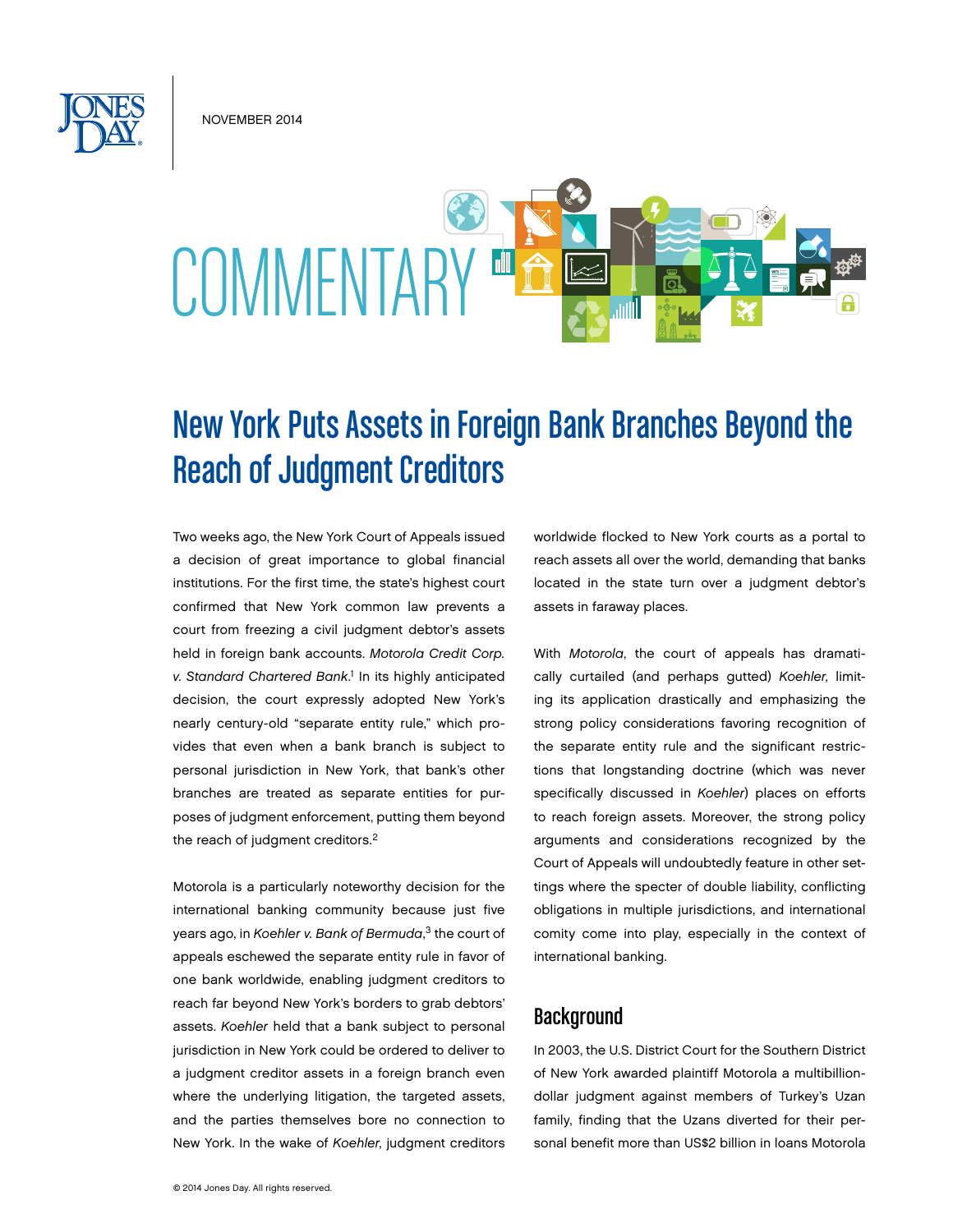NOVEMBER 2014

COMMENTARY

# New York Puts Assets in Foreign Bank Branches Beyond the Reach of Judgment Creditors

Two weeks ago, the New York Court of Appeals issued a decision of great importance to global financial institutions. For the first time, the state's highest court confirmed that New York common law prevents a court from freezing a civil judgment debtor's assets held in foreign bank accounts. *Motorola Credit Corp. v. Standard Chartered Bank*.[1] In its highly anticipated decision, the court expressly adopted New York's nearly century-old "separate entity rule," which provides that even when a bank branch is subject to personal jurisdiction in New York, that bank's other branches are treated as separate entities for purposes of judgment enforcement, putting them beyond the reach of judgment creditors.[2]

Motorola is a particularly noteworthy decision for the international banking community because just five years ago, in *Koehler v. Bank of Bermuda*,[3] the court of appeals eschewed the separate entity rule in favor of one bank worldwide, enabling judgment creditors to reach far beyond New York's borders to grab debtors' assets. *Koehler* held that a bank subject to personal jurisdiction in New York could be ordered to deliver to a judgment creditor assets in a foreign branch even where the underlying litigation, the targeted assets, and the parties themselves bore no connection to New York. In the wake of *Koehler*, judgment creditors worldwide flocked to New York courts as a portal to reach assets all over the world, demanding that banks located in the state turn over a judgment debtor's assets in faraway places.

With *Motorola*, the court of appeals has dramatically curtailed (and perhaps gutted) *Koehler*, limiting its application drastically and emphasizing the strong policy considerations favoring recognition of the separate entity rule and the significant restrictions that longstanding doctrine (which was never specifically discussed in *Koehler*) places on efforts to reach foreign assets. Moreover, the strong policy arguments and considerations recognized by the Court of Appeals will undoubtedly feature in other settings where the specter of double liability, conflicting obligations in multiple jurisdictions, and international comity come into play, especially in the context of international banking.

## Background

In 2003, the U.S. District Court for the Southern District of New York awarded plaintiff Motorola a multibillion-dollar judgment against members of Turkey's Uzan family, finding that the Uzans diverted for their personal benefit more than US$2 billion in loans Motorola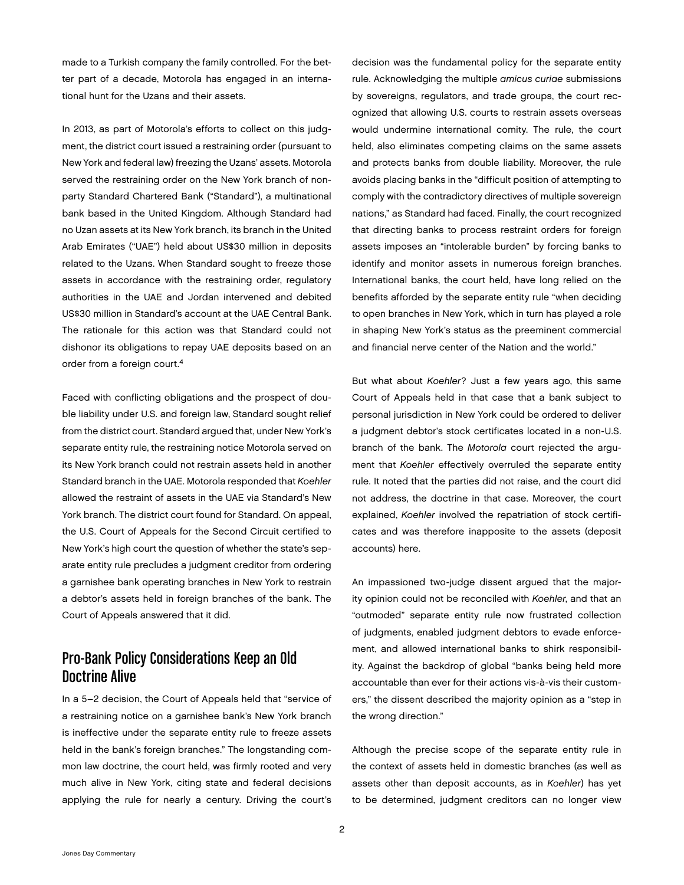made to a Turkish company the family controlled. For the better part of a decade, Motorola has engaged in an international hunt for the Uzans and their assets.

In 2013, as part of Motorola's efforts to collect on this judgment, the district court issued a restraining order (pursuant to New York and federal law) freezing the Uzans' assets. Motorola served the restraining order on the New York branch of nonparty Standard Chartered Bank ("Standard"), a multinational bank based in the United Kingdom. Although Standard had no Uzan assets at its New York branch, its branch in the United Arab Emirates ("UAE") held about US$30 million in deposits related to the Uzans. When Standard sought to freeze those assets in accordance with the restraining order, regulatory authorities in the UAE and Jordan intervened and debited US$30 million in Standard's account at the UAE Central Bank. The rationale for this action was that Standard could not dishonor its obligations to repay UAE deposits based on an order from a foreign court.[4]

Faced with conflicting obligations and the prospect of double liability under U.S. and foreign law, Standard sought relief from the district court. Standard argued that, under New York's separate entity rule, the restraining notice Motorola served on its New York branch could not restrain assets held in another Standard branch in the UAE. Motorola responded that *Koehler* allowed the restraint of assets in the UAE via Standard's New York branch. The district court found for Standard. On appeal, the U.S. Court of Appeals for the Second Circuit certified to New York's high court the question of whether the state's separate entity rule precludes a judgment creditor from ordering a garnishee bank operating branches in New York to restrain a debtor's assets held in foreign branches of the bank. The Court of Appeals answered that it did.

## Pro-Bank Policy Considerations Keep an Old Doctrine Alive

In a 5–2 decision, the Court of Appeals held that "service of a restraining notice on a garnishee bank's New York branch is ineffective under the separate entity rule to freeze assets held in the bank's foreign branches." The longstanding common law doctrine, the court held, was firmly rooted and very much alive in New York, citing state and federal decisions applying the rule for nearly a century. Driving the court's decision was the fundamental policy for the separate entity rule. Acknowledging the multiple *amicus curiae* submissions by sovereigns, regulators, and trade groups, the court recognized that allowing U.S. courts to restrain assets overseas would undermine international comity. The rule, the court held, also eliminates competing claims on the same assets and protects banks from double liability. Moreover, the rule avoids placing banks in the "difficult position of attempting to comply with the contradictory directives of multiple sovereign nations," as Standard had faced. Finally, the court recognized that directing banks to process restraint orders for foreign assets imposes an "intolerable burden" by forcing banks to identify and monitor assets in numerous foreign branches. International banks, the court held, have long relied on the benefits afforded by the separate entity rule "when deciding to open branches in New York, which in turn has played a role in shaping New York's status as the preeminent commercial and financial nerve center of the Nation and the world."

But what about *Koehler*? Just a few years ago, this same Court of Appeals held in that case that a bank subject to personal jurisdiction in New York could be ordered to deliver a judgment debtor's stock certificates located in a non-U.S. branch of the bank. The *Motorola* court rejected the argument that *Koehler* effectively overruled the separate entity rule. It noted that the parties did not raise, and the court did not address, the doctrine in that case. Moreover, the court explained, *Koehler* involved the repatriation of stock certificates and was therefore inapposite to the assets (deposit accounts) here.

An impassioned two-judge dissent argued that the majority opinion could not be reconciled with *Koehler*, and that an "outmoded" separate entity rule now frustrated collection of judgments, enabled judgment debtors to evade enforcement, and allowed international banks to shirk responsibility. Against the backdrop of global "banks being held more accountable than ever for their actions vis-à-vis their customers," the dissent described the majority opinion as a "step in the wrong direction."

Although the precise scope of the separate entity rule in the context of assets held in domestic branches (as well as assets other than deposit accounts, as in *Koehler*) has yet to be determined, judgment creditors can no longer view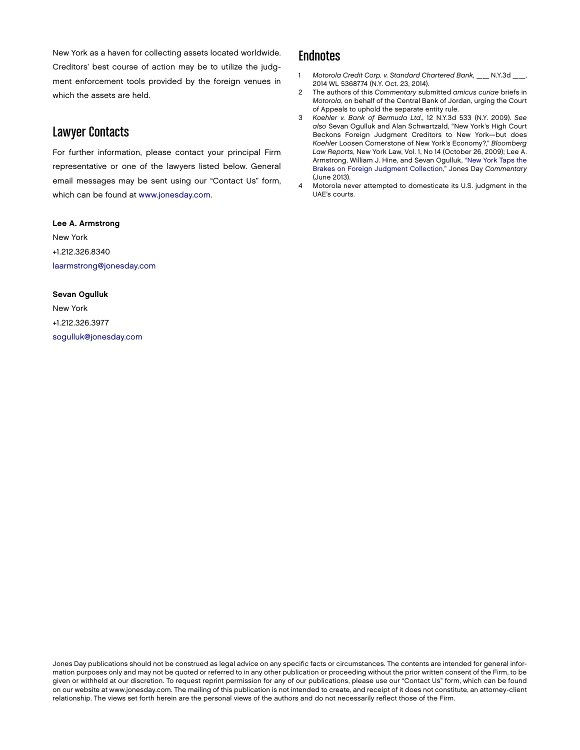New York as a haven for collecting assets located worldwide. Creditors' best course of action may be to utilize the judgment enforcement tools provided by the foreign venues in which the assets are held.

## Lawyer Contacts

For further information, please contact your principal Firm representative or one of the lawyers listed below. General email messages may be sent using our "Contact Us" form, which can be found at www.jonesday.com.

**Lee A. Armstrong**
New York
+1.212.326.8340
laarmstrong@jonesday.com

**Sevan Ogulluk**
New York
+1.212.326.3977
sogulluk@jonesday.com

## Endnotes

1 *Motorola Credit Corp. v. Standard Chartered Bank*, ___ N.Y.3d ___, 2014 WL 5368774 (N.Y. Oct. 23, 2014).

2 The authors of this *Commentary* submitted *amicus curiae* briefs in *Motorola*, on behalf of the Central Bank of Jordan, urging the Court of Appeals to uphold the separate entity rule.

3 *Koehler v. Bank of Bermuda Ltd.*, 12 N.Y.3d 533 (N.Y. 2009). *See also* Sevan Ogulluk and Alan Schwartzald, "New York's High Court Beckons Foreign Judgment Creditors to New York—but does *Koehler* Loosen Cornerstone of New York's Economy?," *Bloomberg Law Reports*, New York Law, Vol. 1, No 14 (October 26, 2009); Lee A. Armstrong, William J. Hine, and Sevan Ogulluk, "New York Taps the Brakes on Foreign Judgment Collection," Jones Day *Commentary* (June 2013).

4 Motorola never attempted to domesticate its U.S. judgment in the UAE's courts.

Jones Day publications should not be construed as legal advice on any specific facts or circumstances. The contents are intended for general information purposes only and may not be quoted or referred to in any other publication or proceeding without the prior written consent of the Firm, to be given or withheld at our discretion. To request reprint permission for any of our publications, please use our "Contact Us" form, which can be found on our website at www.jonesday.com. The mailing of this publication is not intended to create, and receipt of it does not constitute, an attorney-client relationship. The views set forth herein are the personal views of the authors and do not necessarily reflect those of the Firm.